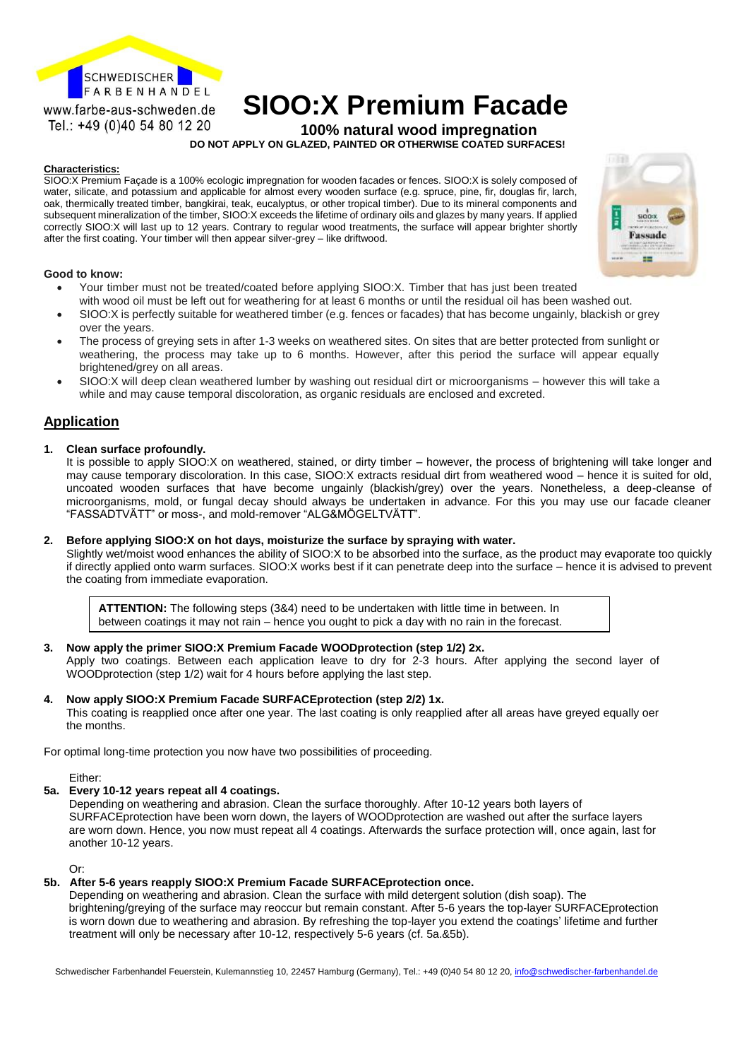SCHWEDISCHER FARBENHANDEL
www.farbe-aus-schweden.de
Tel.: +49 (0)40 54 80 12 20

# SIOO:X Premium Facade

## 100% natural wood impregnation

**DO NOT APPLY ON GLAZED, PAINTED OR OTHERWISE COATED SURFACES!**

**Characteristics:**
SIOO:X Premium Façade is a 100% ecologic impregnation for wooden facades or fences. SIOO:X is solely composed of water, silicate, and potassium and applicable for almost every wooden surface (e.g. spruce, pine, fir, douglas fir, larch, oak, thermically treated timber, bangkirai, teak, eucalyptus, or other tropical timber). Due to its mineral components and subsequent mineralization of the timber, SIOO:X exceeds the lifetime of ordinary oils and glazes by many years. If applied correctly SIOO:X will last up to 12 years. Contrary to regular wood treatments, the surface will appear brighter shortly after the first coating. Your timber will then appear silver-grey – like driftwood.

**Good to know:**

- Your timber must not be treated/coated before applying SIOO:X. Timber that has just been treated with wood oil must be left out for weathering for at least 6 months or until the residual oil has been washed out.
- SIOO:X is perfectly suitable for weathered timber (e.g. fences or facades) that has become ungainly, blackish or grey over the years.
- The process of greying sets in after 1-3 weeks on weathered sites. On sites that are better protected from sunlight or weathering, the process may take up to 6 months. However, after this period the surface will appear equally brightened/grey on all areas.
- SIOO:X will deep clean weathered lumber by washing out residual dirt or microorganisms – however this will take a while and may cause temporal discoloration, as organic residuals are enclosed and excreted.

## Application

1. **Clean surface profoundly.**
   It is possible to apply SIOO:X on weathered, stained, or dirty timber – however, the process of brightening will take longer and may cause temporary discoloration. In this case, SIOO:X extracts residual dirt from weathered wood – hence it is suited for old, uncoated wooden surfaces that have become ungainly (blackish/grey) over the years. Nonetheless, a deep-cleanse of microorganisms, mold, or fungal decay should always be undertaken in advance. For this you may use our facade cleaner "FASSADTVÄTT" or moss-, and mold-remover "ALG&MÖGELTVÄTT".

2. **Before applying SIOO:X on hot days, moisturize the surface by spraying with water.**
   Slightly wet/moist wood enhances the ability of SIOO:X to be absorbed into the surface, as the product may evaporate too quickly if directly applied onto warm surfaces. SIOO:X works best if it can penetrate deep into the surface – hence it is advised to prevent the coating from immediate evaporation.

   **ATTENTION:** The following steps (3&4) need to be undertaken with little time in between. In between coatings it may not rain – hence you ought to pick a day with no rain in the forecast.

3. **Now apply the primer SIOO:X Premium Facade WOODprotection (step 1/2) 2x.**
   Apply two coatings. Between each application leave to dry for 2-3 hours. After applying the second layer of WOODprotection (step 1/2) wait for 4 hours before applying the last step.

4. **Now apply SIOO:X Premium Facade SURFACEprotection (step 2/2) 1x.**
   This coating is reapplied once after one year. The last coating is only reapplied after all areas have greyed equally oer the months.

For optimal long-time protection you now have two possibilities of proceeding.

Either:

**5a. Every 10-12 years repeat all 4 coatings.**
Depending on weathering and abrasion. Clean the surface thoroughly. After 10-12 years both layers of SURFACEprotection have been worn down, the layers of WOODprotection are washed out after the surface layers are worn down. Hence, you now must repeat all 4 coatings. Afterwards the surface protection will, once again, last for another 10-12 years.

Or:

**5b. After 5-6 years reapply SIOO:X Premium Facade SURFACEprotection once.**
Depending on weathering and abrasion. Clean the surface with mild detergent solution (dish soap). The brightening/greying of the surface may reoccur but remain constant. After 5-6 years the top-layer SURFACEprotection is worn down due to weathering and abrasion. By refreshing the top-layer you extend the coatings' lifetime and further treatment will only be necessary after 10-12, respectively 5-6 years (cf. 5a.&5b).

Schwedischer Farbenhandel Feuerstein, Kulemannstieg 10, 22457 Hamburg (Germany), Tel.: +49 (0)40 54 80 12 20, info@schwedischer-farbenhandel.de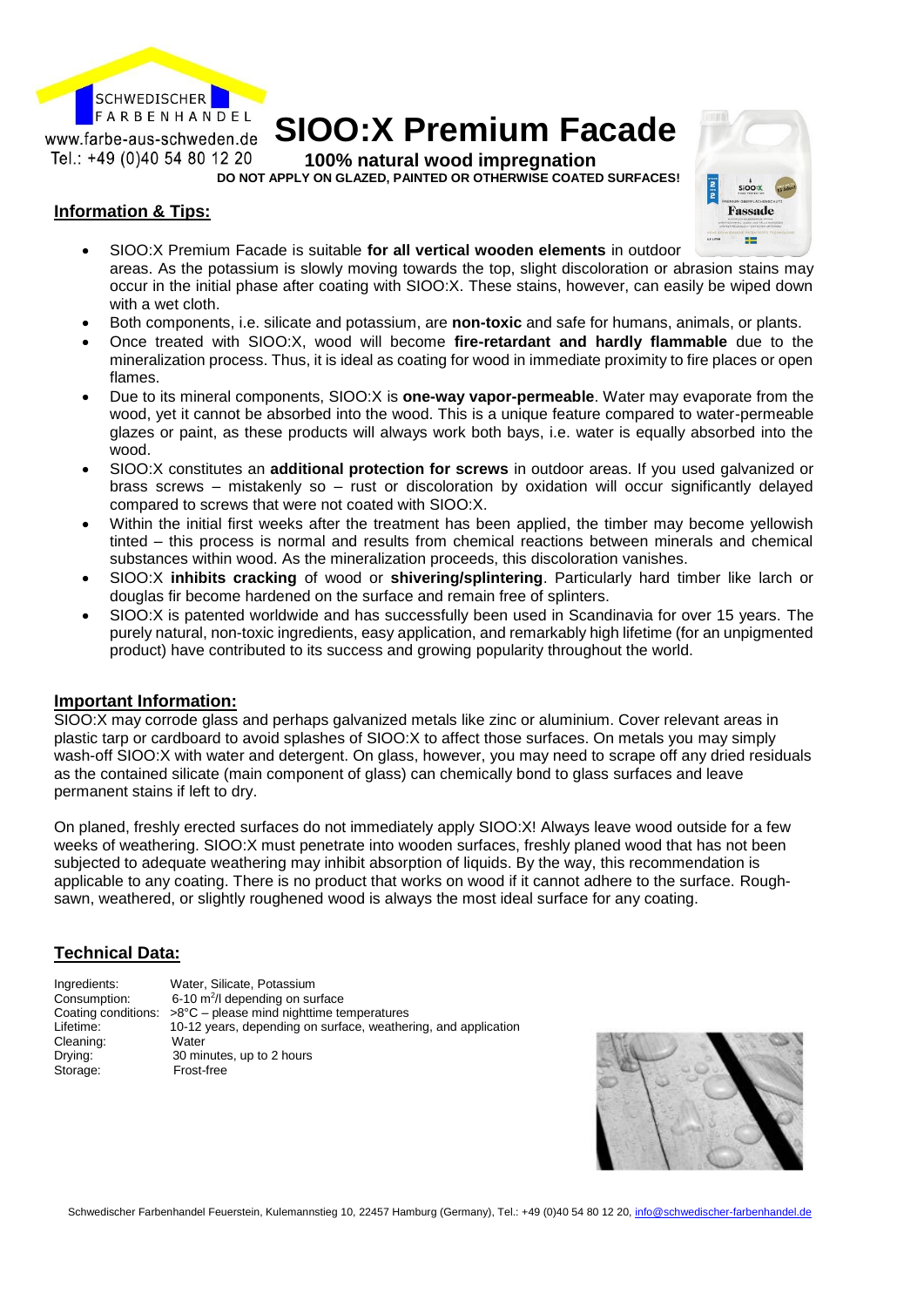SCHWEDISCHER FARBENHANDEL
www.farbe-aus-schweden.de
Tel.: +49 (0)40 54 80 12 20

# SIOO:X Premium Facade

**100% natural wood impregnation**

**DO NOT APPLY ON GLAZED, PAINTED OR OTHERWISE COATED SURFACES!**

## Information & Tips:

- SIOO:X Premium Facade is suitable **for all vertical wooden elements** in outdoor areas. As the potassium is slowly moving towards the top, slight discoloration or abrasion stains may occur in the initial phase after coating with SIOO:X. These stains, however, can easily be wiped down with a wet cloth.
- Both components, i.e. silicate and potassium, are **non-toxic** and safe for humans, animals, or plants.
- Once treated with SIOO:X, wood will become **fire-retardant and hardly flammable** due to the mineralization process. Thus, it is ideal as coating for wood in immediate proximity to fire places or open flames.
- Due to its mineral components, SIOO:X is **one-way vapor-permeable**. Water may evaporate from the wood, yet it cannot be absorbed into the wood. This is a unique feature compared to water-permeable glazes or paint, as these products will always work both bays, i.e. water is equally absorbed into the wood.
- SIOO:X constitutes an **additional protection for screws** in outdoor areas. If you used galvanized or brass screws – mistakenly so – rust or discoloration by oxidation will occur significantly delayed compared to screws that were not coated with SIOO:X.
- Within the initial first weeks after the treatment has been applied, the timber may become yellowish tinted – this process is normal and results from chemical reactions between minerals and chemical substances within wood. As the mineralization proceeds, this discoloration vanishes.
- SIOO:X **inhibits cracking** of wood or **shivering/splintering**. Particularly hard timber like larch or douglas fir become hardened on the surface and remain free of splinters.
- SIOO:X is patented worldwide and has successfully been used in Scandinavia for over 15 years. The purely natural, non-toxic ingredients, easy application, and remarkably high lifetime (for an unpigmented product) have contributed to its success and growing popularity throughout the world.

## Important Information:

SIOO:X may corrode glass and perhaps galvanized metals like zinc or aluminium. Cover relevant areas in plastic tarp or cardboard to avoid splashes of SIOO:X to affect those surfaces. On metals you may simply wash-off SIOO:X with water and detergent. On glass, however, you may need to scrape off any dried residuals as the contained silicate (main component of glass) can chemically bond to glass surfaces and leave permanent stains if left to dry.

On planed, freshly erected surfaces do not immediately apply SIOO:X! Always leave wood outside for a few weeks of weathering. SIOO:X must penetrate into wooden surfaces, freshly planed wood that has not been subjected to adequate weathering may inhibit absorption of liquids. By the way, this recommendation is applicable to any coating. There is no product that works on wood if it cannot adhere to the surface. Rough-sawn, weathered, or slightly roughened wood is always the most ideal surface for any coating.

## Technical Data:

| | |
|---|---|
| Ingredients: | Water, Silicate, Potassium |
| Consumption: | 6-10 $m^2$/l depending on surface |
| Coating conditions: | >8°C – please mind nighttime temperatures |
| Lifetime: | 10-12 years, depending on surface, weathering, and application |
| Cleaning: | Water |
| Drying: | 30 minutes, up to 2 hours |
| Storage: | Frost-free |